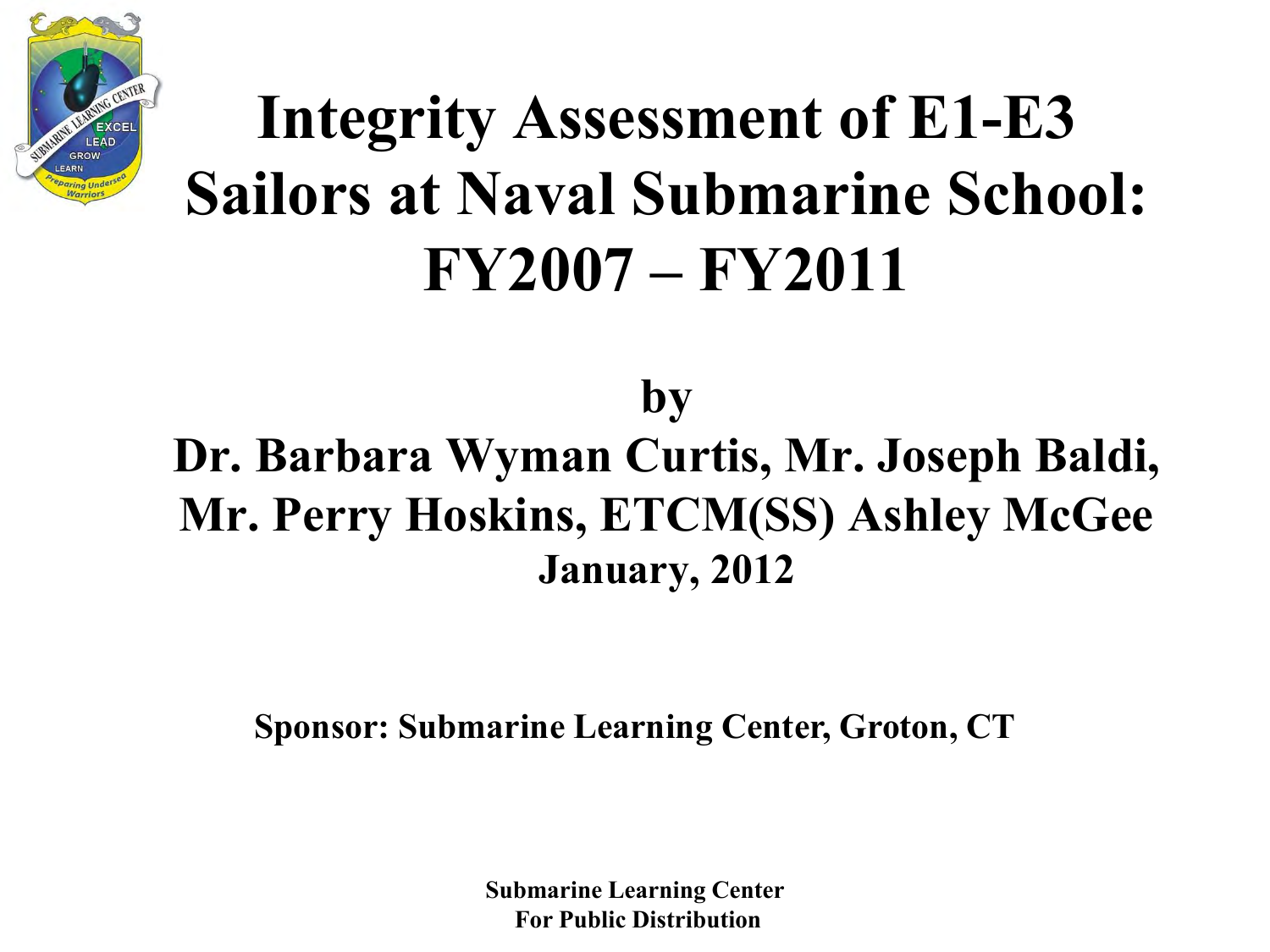# Integrity Assessment of E1-E3 Sailors at Naval Submarine School: FY2007 – FY2011

**by**

**Dr. Barbara Wyman Curtis, Mr. Joseph Baldi, Mr. Perry Hoskins, ETCM(SS) Ashley McGee**

**January, 2012**

**Sponsor: Submarine Learning Center, Groton, CT**

**Submarine Learning Center**
**For Public Distribution**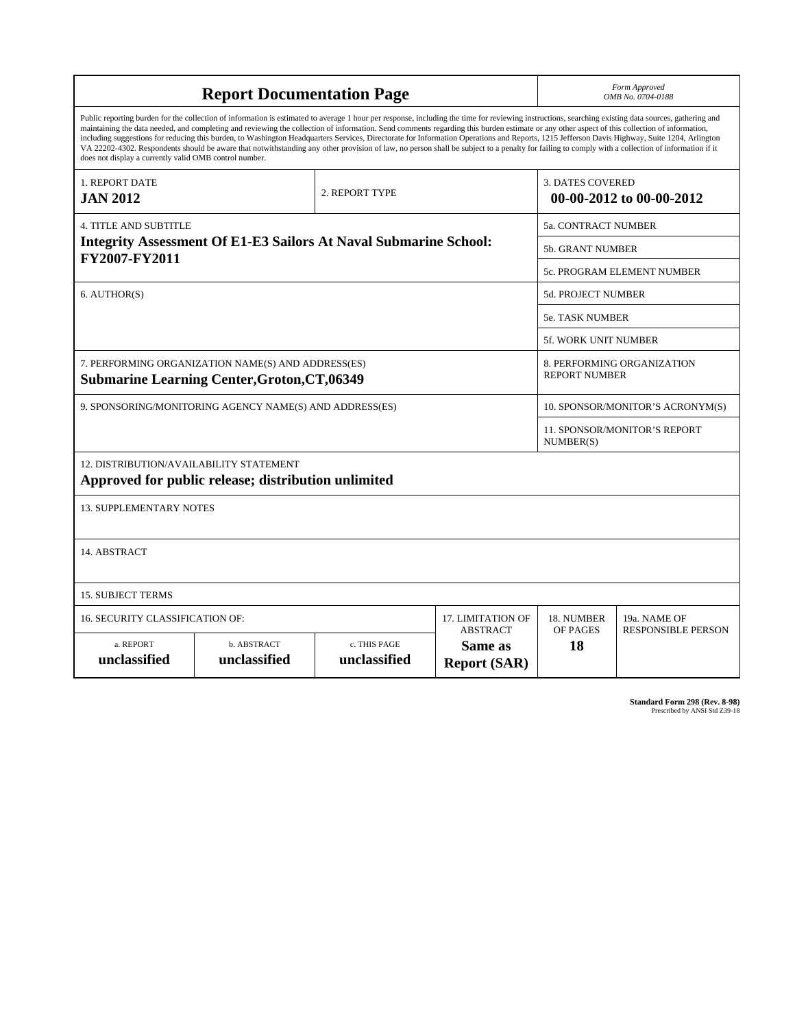# Report Documentation Page

*Form Approved*
*OMB No. 0704-0188*

Public reporting burden for the collection of information is estimated to average 1 hour per response, including the time for reviewing instructions, searching existing data sources, gathering and maintaining the data needed, and completing and reviewing the collection of information. Send comments regarding this burden estimate or any other aspect of this collection of information, including suggestions for reducing this burden, to Washington Headquarters Services, Directorate for Information Operations and Reports, 1215 Jefferson Davis Highway, Suite 1204, Arlington VA 22202-4302. Respondents should be aware that notwithstanding any other provision of law, no person shall be subject to a penalty for failing to comply with a collection of information if it does not display a currently valid OMB control number.

| | | |
|---|---|---|
| 1. REPORT DATE<br>**JAN 2012** | 2. REPORT TYPE | 3. DATES COVERED<br>**00-00-2012 to 00-00-2012** |

| | |
|---|---|
| 4. TITLE AND SUBTITLE<br>**Integrity Assessment Of E1-E3 Sailors At Naval Submarine School: FY2007-FY2011** | 5a. CONTRACT NUMBER |
| | 5b. GRANT NUMBER |
| | 5c. PROGRAM ELEMENT NUMBER |
| 6. AUTHOR(S) | 5d. PROJECT NUMBER |
| | 5e. TASK NUMBER |
| | 5f. WORK UNIT NUMBER |
| 7. PERFORMING ORGANIZATION NAME(S) AND ADDRESS(ES)<br>**Submarine Learning Center,Groton,CT,06349** | 8. PERFORMING ORGANIZATION REPORT NUMBER |
| 9. SPONSORING/MONITORING AGENCY NAME(S) AND ADDRESS(ES) | 10. SPONSOR/MONITOR'S ACRONYM(S) |
| | 11. SPONSOR/MONITOR'S REPORT NUMBER(S) |

12. DISTRIBUTION/AVAILABILITY STATEMENT
**Approved for public release; distribution unlimited**

13. SUPPLEMENTARY NOTES

14. ABSTRACT

15. SUBJECT TERMS

| 16. SECURITY CLASSIFICATION OF: | | | 17. LIMITATION OF ABSTRACT | 18. NUMBER OF PAGES | 19a. NAME OF RESPONSIBLE PERSON |
|---|---|---|---|---|---|
| a. REPORT<br>**unclassified** | b. ABSTRACT<br>**unclassified** | c. THIS PAGE<br>**unclassified** | **Same as Report (SAR)** | **18** | |

**Standard Form 298 (Rev. 8-98)**
Prescribed by ANSI Std Z39-18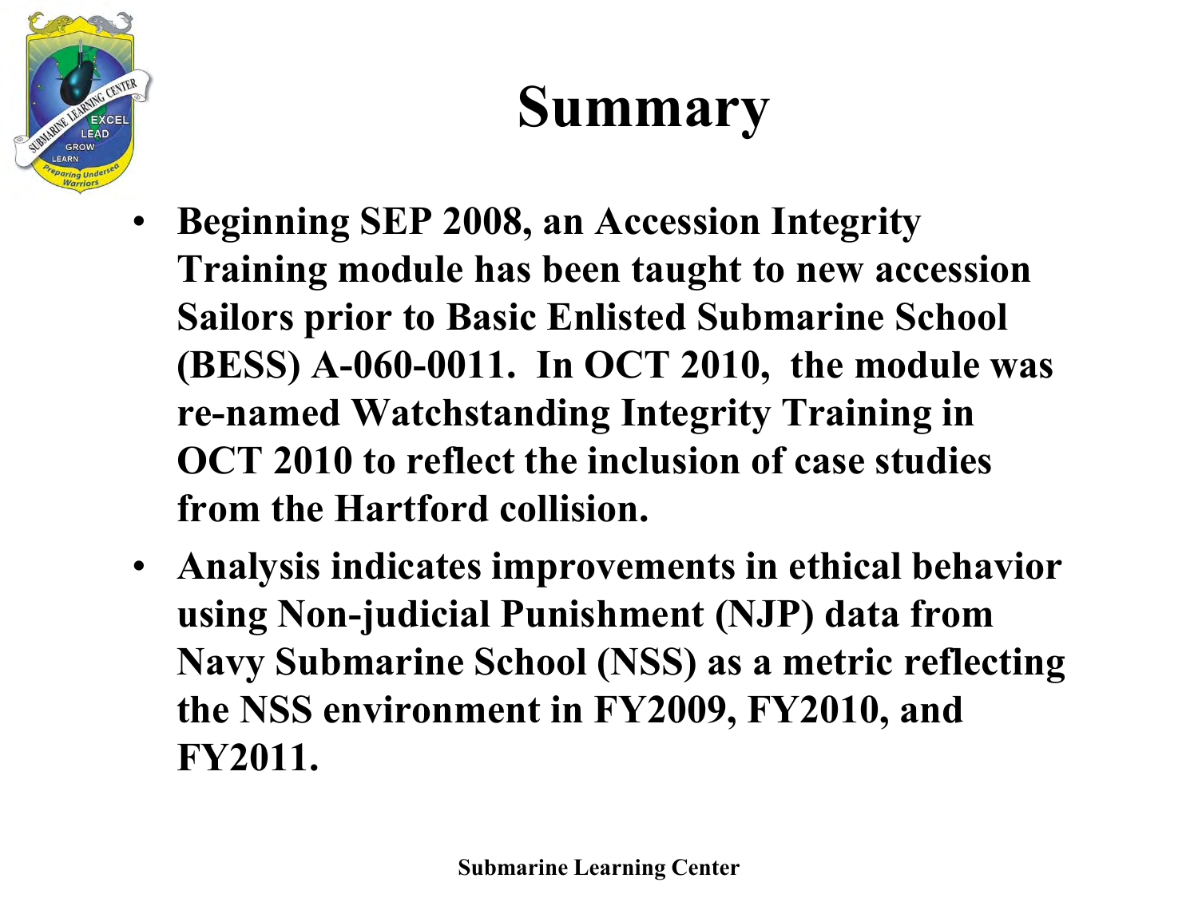# Summary

- Beginning SEP 2008, an Accession Integrity Training module has been taught to new accession Sailors prior to Basic Enlisted Submarine School (BESS) A-060-0011. In OCT 2010, the module was re-named Watchstanding Integrity Training in OCT 2010 to reflect the inclusion of case studies from the Hartford collision.
- Analysis indicates improvements in ethical behavior using Non-judicial Punishment (NJP) data from Navy Submarine School (NSS) as a metric reflecting the NSS environment in FY2009, FY2010, and FY2011.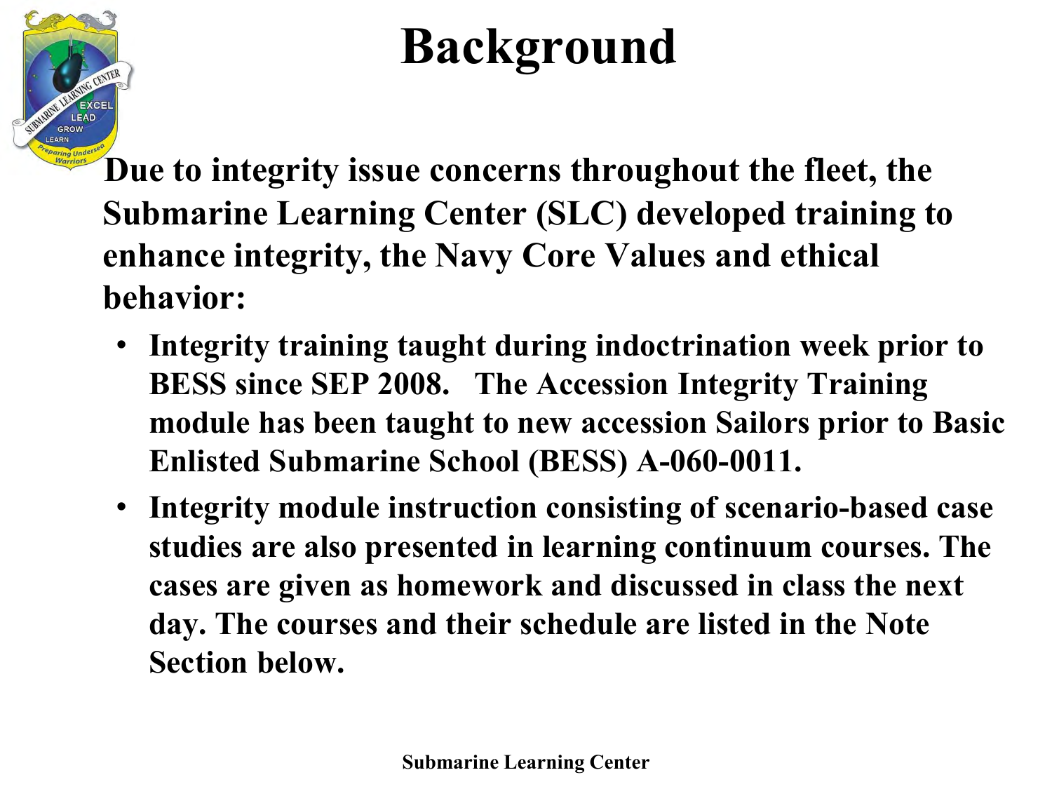# Background

**Due to integrity issue concerns throughout the fleet, the Submarine Learning Center (SLC) developed training to enhance integrity, the Navy Core Values and ethical behavior:**

- **Integrity training taught during indoctrination week prior to BESS since SEP 2008. The Accession Integrity Training module has been taught to new accession Sailors prior to Basic Enlisted Submarine School (BESS) A-060-0011.**
- **Integrity module instruction consisting of scenario-based case studies are also presented in learning continuum courses. The cases are given as homework and discussed in class the next day. The courses and their schedule are listed in the Note Section below.**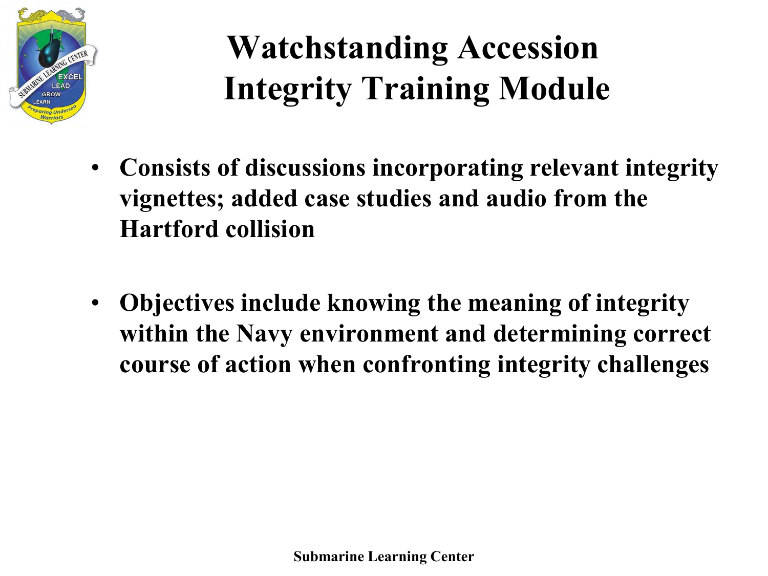# Watchstanding Accession Integrity Training Module

- **Consists of discussions incorporating relevant integrity vignettes; added case studies and audio from the Hartford collision**
- **Objectives include knowing the meaning of integrity within the Navy environment and determining correct course of action when confronting integrity challenges**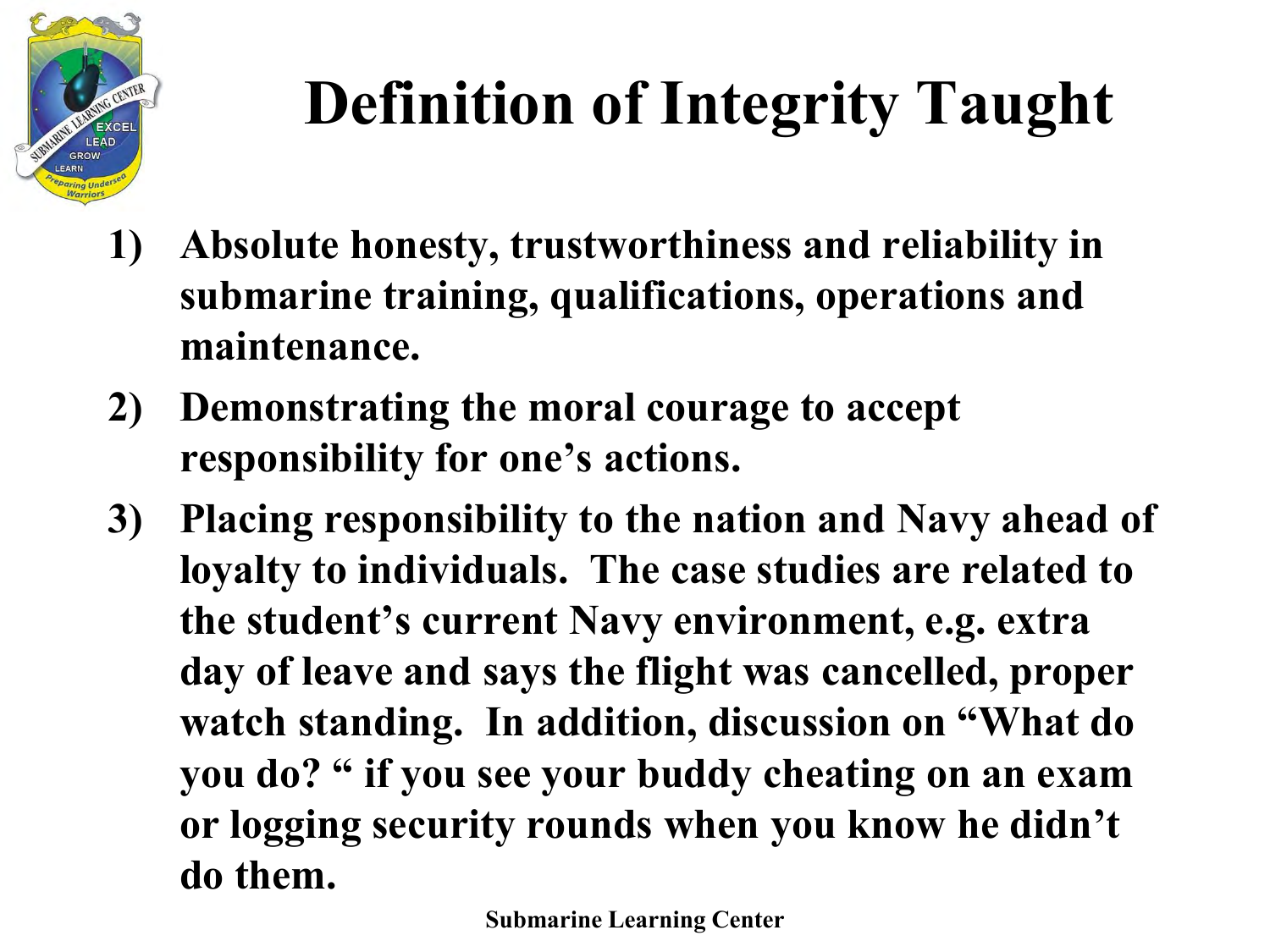# Definition of Integrity Taught

1) **Absolute honesty, trustworthiness and reliability in submarine training, qualifications, operations and maintenance.**
2) **Demonstrating the moral courage to accept responsibility for one's actions.**
3) **Placing responsibility to the nation and Navy ahead of loyalty to individuals. The case studies are related to the student's current Navy environment, e.g. extra day of leave and says the flight was cancelled, proper watch standing. In addition, discussion on "What do you do? " if you see your buddy cheating on an exam or logging security rounds when you know he didn't do them.**

**Submarine Learning Center**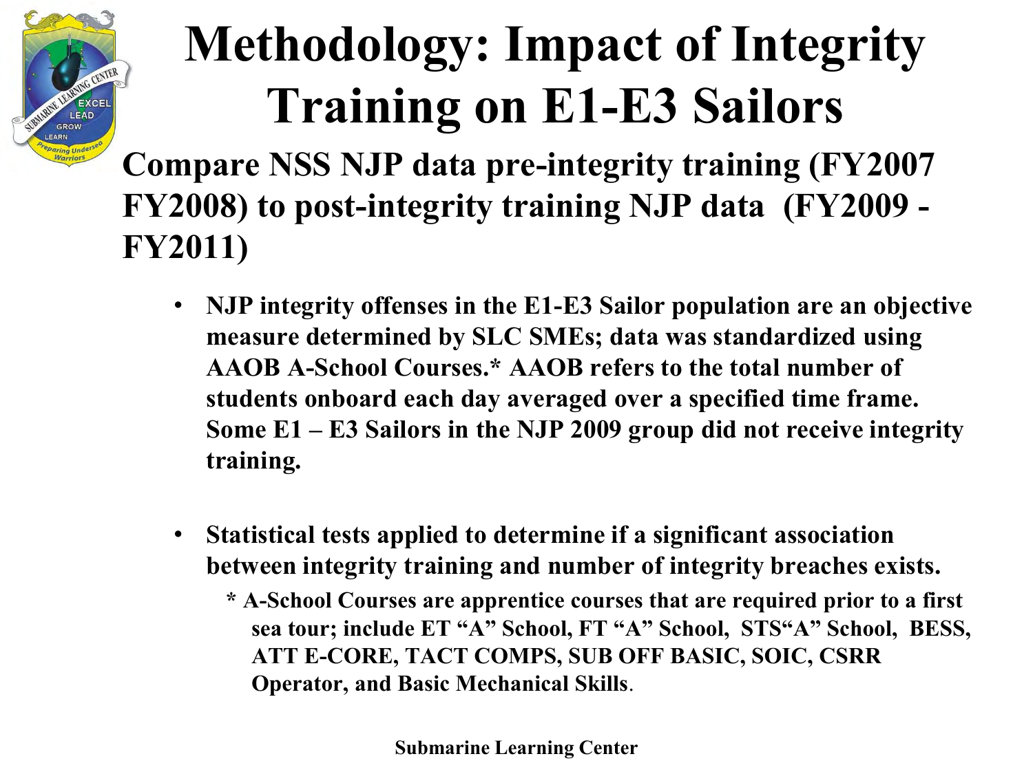# Methodology: Impact of Integrity Training on E1-E3 Sailors

**Compare NSS NJP data pre-integrity training (FY2007 FY2008) to post-integrity training NJP data (FY2009 - FY2011)**

- **NJP integrity offenses in the E1-E3 Sailor population are an objective measure determined by SLC SMEs; data was standardized using AAOB A-School Courses.* AAOB refers to the total number of students onboard each day averaged over a specified time frame. Some E1 – E3 Sailors in the NJP 2009 group did not receive integrity training.**

- **Statistical tests applied to determine if a significant association between integrity training and number of integrity breaches exists.**

  **\* A-School Courses are apprentice courses that are required prior to a first sea tour; include ET "A" School, FT "A" School, STS"A" School, BESS, ATT E-CORE, TACT COMPS, SUB OFF BASIC, SOIC, CSRR Operator, and Basic Mechanical Skills.**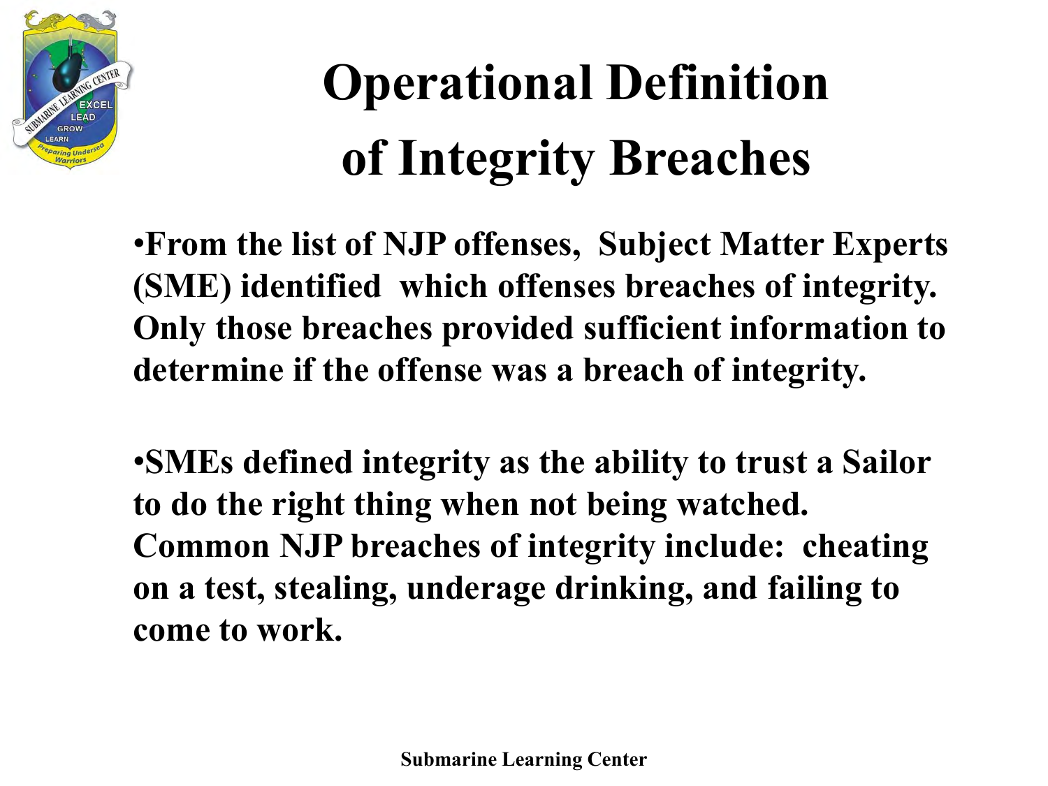# Operational Definition of Integrity Breaches

- **From the list of NJP offenses, Subject Matter Experts (SME) identified which offenses breaches of integrity. Only those breaches provided sufficient information to determine if the offense was a breach of integrity.**

- **SMEs defined integrity as the ability to trust a Sailor to do the right thing when not being watched. Common NJP breaches of integrity include: cheating on a test, stealing, underage drinking, and failing to come to work.**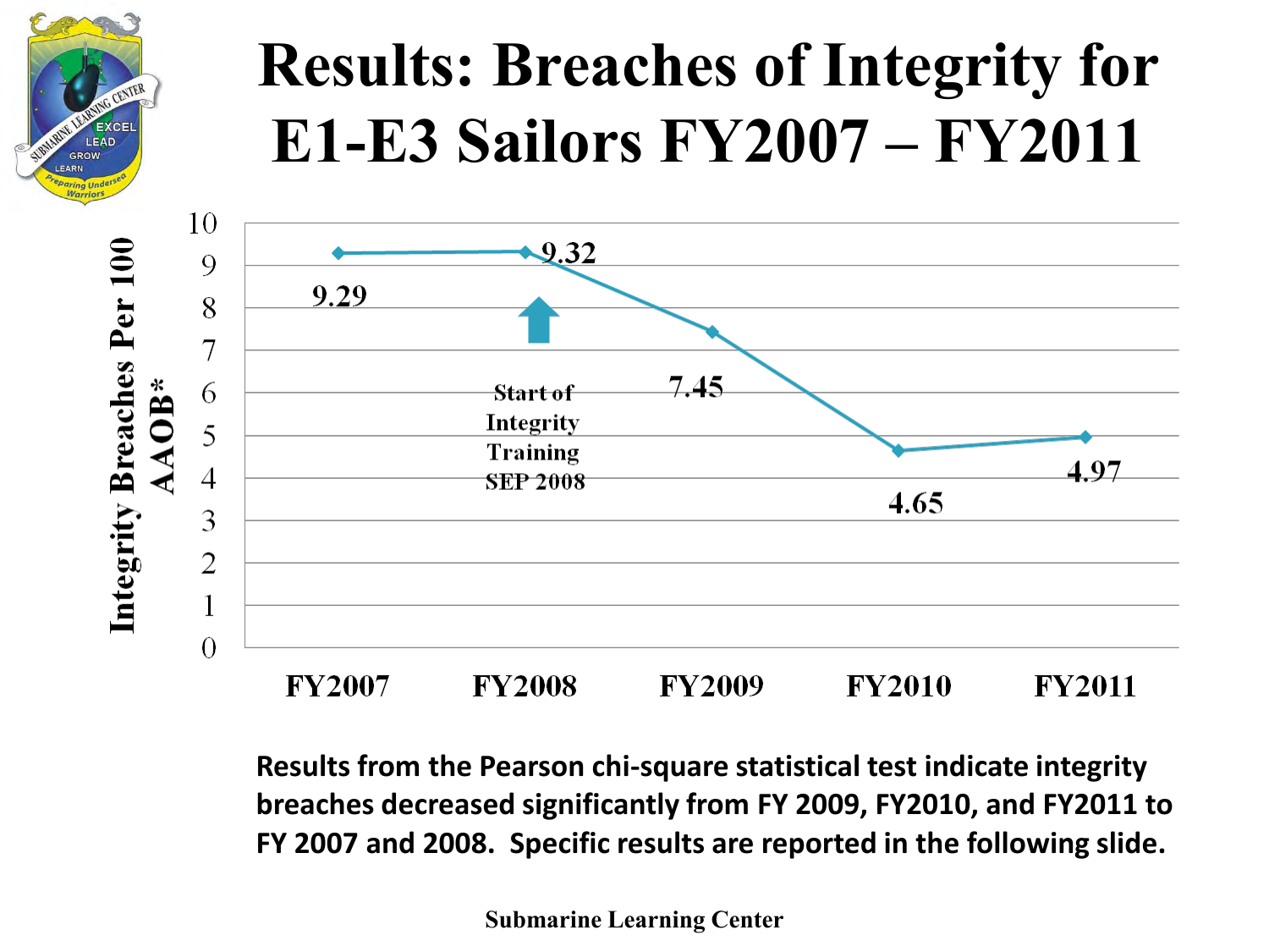# Results: Breaches of Integrity for E1-E3 Sailors FY2007 – FY2011

| | FY2007 | FY2008 | FY2009 | FY2010 | FY2011 |
|---|---|---|---|---|---|
| Integrity Breaches Per 100 AAOB* | 9.29 | 9.32 | 7.45 | 4.65 | 4.97 |

Start of Integrity Training SEP 2008

**Results from the Pearson chi-square statistical test indicate integrity breaches decreased significantly from FY 2009, FY2010, and FY2011 to FY 2007 and 2008. Specific results are reported in the following slide.**

Submarine Learning Center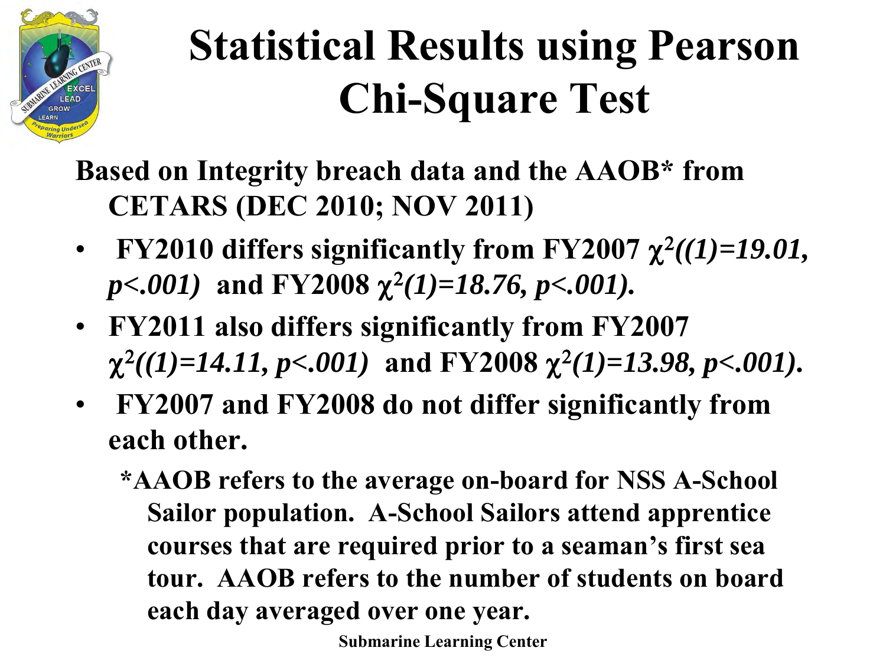# Statistical Results using Pearson Chi-Square Test

**Based on Integrity breach data and the AAOB* from CETARS (DEC 2010; NOV 2011)**

- **FY2010 differs significantly from FY2007 $\chi^2((1)=19.01, p<.001)$ and FY2008 $\chi^2(1)=18.76, p<.001)$.**
- **FY2011 also differs significantly from FY2007 $\chi^2((1)=14.11, p<.001)$ and FY2008 $\chi^2(1)=13.98, p<.001)$.**
- **FY2007 and FY2008 do not differ significantly from each other.**

**\*AAOB refers to the average on-board for NSS A-School Sailor population. A-School Sailors attend apprentice courses that are required prior to a seaman's first sea tour. AAOB refers to the number of students on board each day averaged over one year.**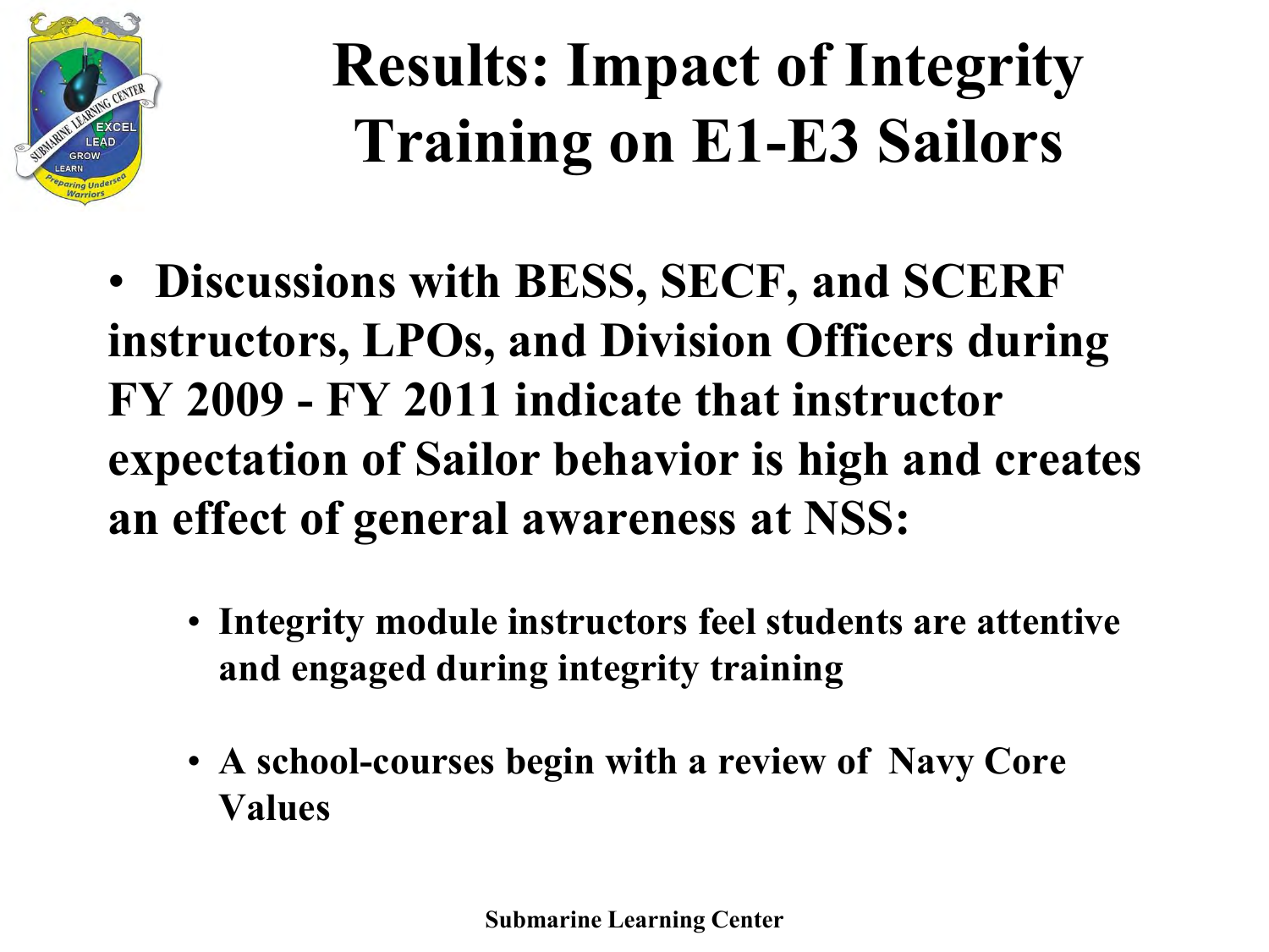# Results: Impact of Integrity Training on E1-E3 Sailors

- **Discussions with BESS, SECF, and SCERF instructors, LPOs, and Division Officers during FY 2009 - FY 2011 indicate that instructor expectation of Sailor behavior is high and creates an effect of general awareness at NSS:**
  - **Integrity module instructors feel students are attentive and engaged during integrity training**
  - **A school-courses begin with a review of Navy Core Values**

**Submarine Learning Center**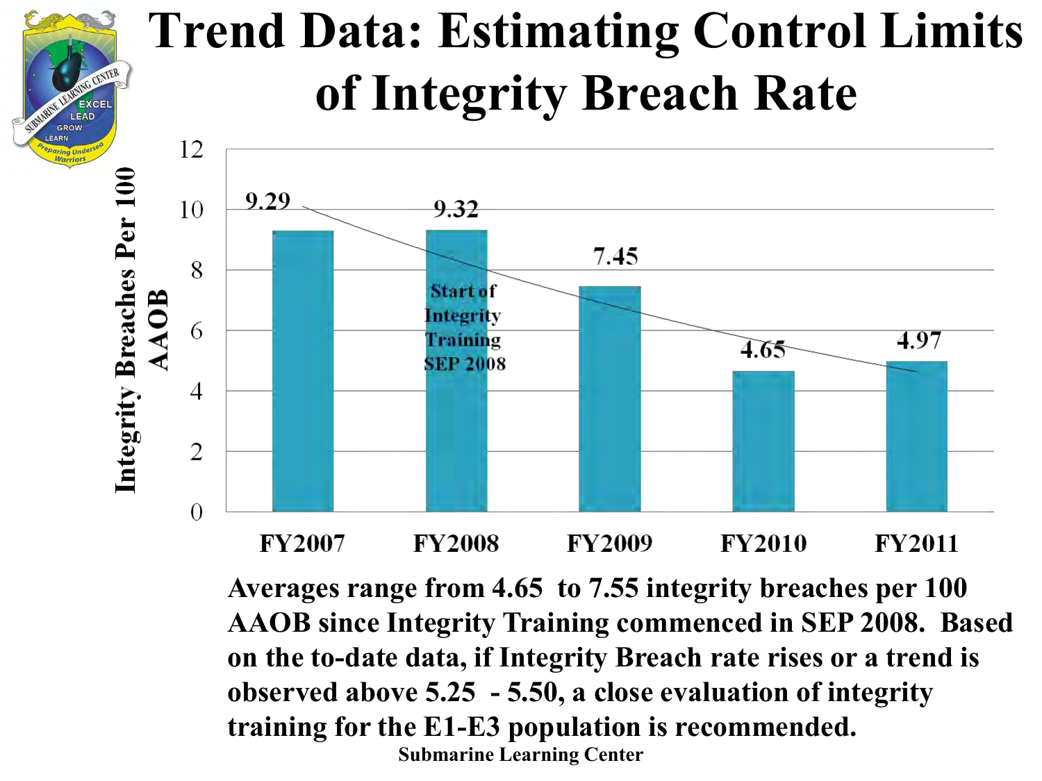# Trend Data: Estimating Control Limits of Integrity Breach Rate

| Fiscal Year | Integrity Breaches Per 100 AAOB |
|---|---|
| FY2007 | 9.29 |
| FY2008 | 9.32 |
| FY2009 | 7.45 |
| FY2010 | 4.65 |
| FY2011 | 4.97 |

Start of Integrity Training SEP 2008

**Averages range from 4.65 to 7.55 integrity breaches per 100 AAOB since Integrity Training commenced in SEP 2008. Based on the to-date data, if Integrity Breach rate rises or a trend is observed above 5.25 - 5.50, a close evaluation of integrity training for the E1-E3 population is recommended.**

**Submarine Learning Center**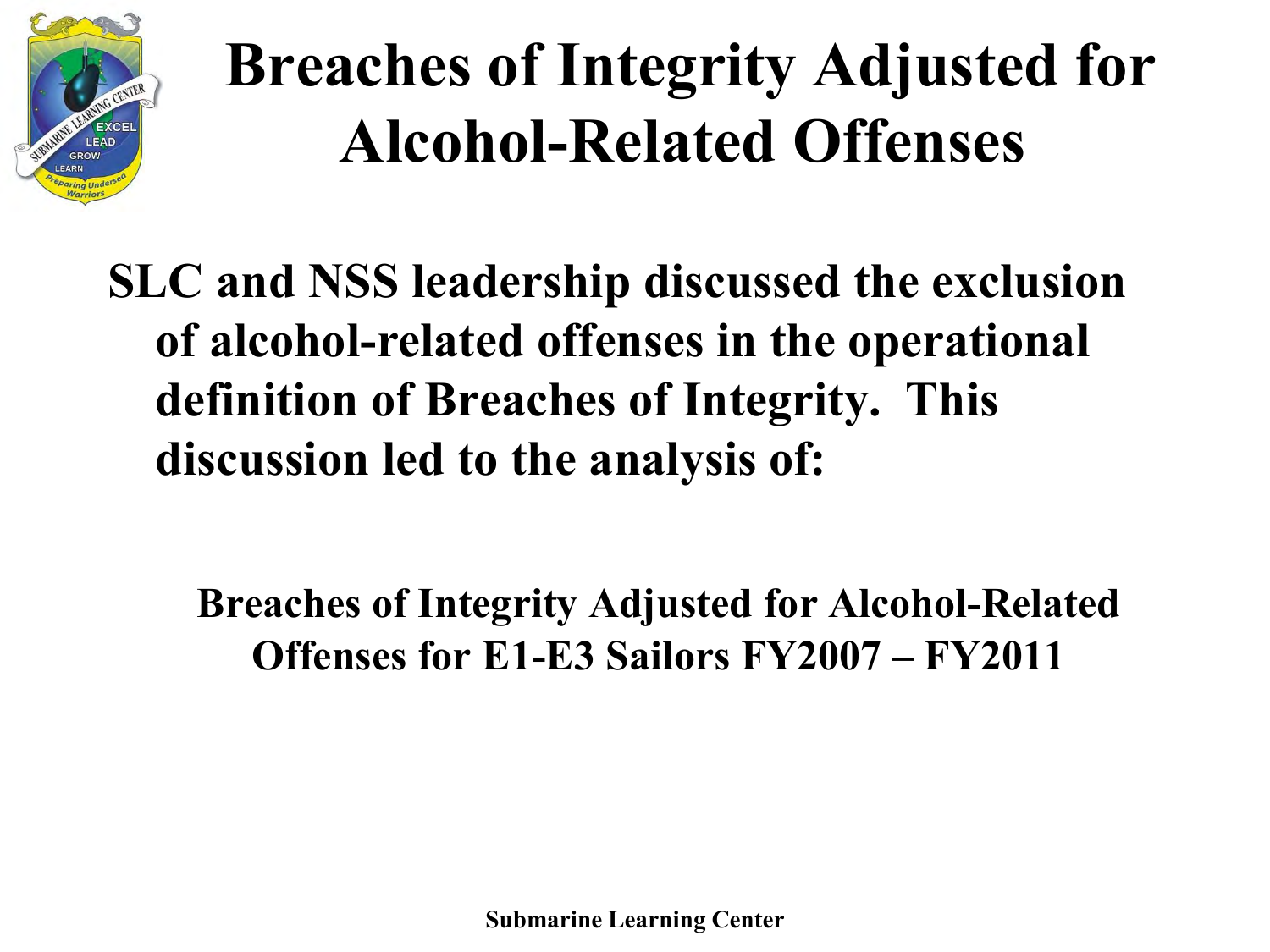# Breaches of Integrity Adjusted for Alcohol-Related Offenses

**SLC and NSS leadership discussed the exclusion of alcohol-related offenses in the operational definition of Breaches of Integrity. This discussion led to the analysis of:**

**Breaches of Integrity Adjusted for Alcohol-Related Offenses for E1-E3 Sailors FY2007 – FY2011**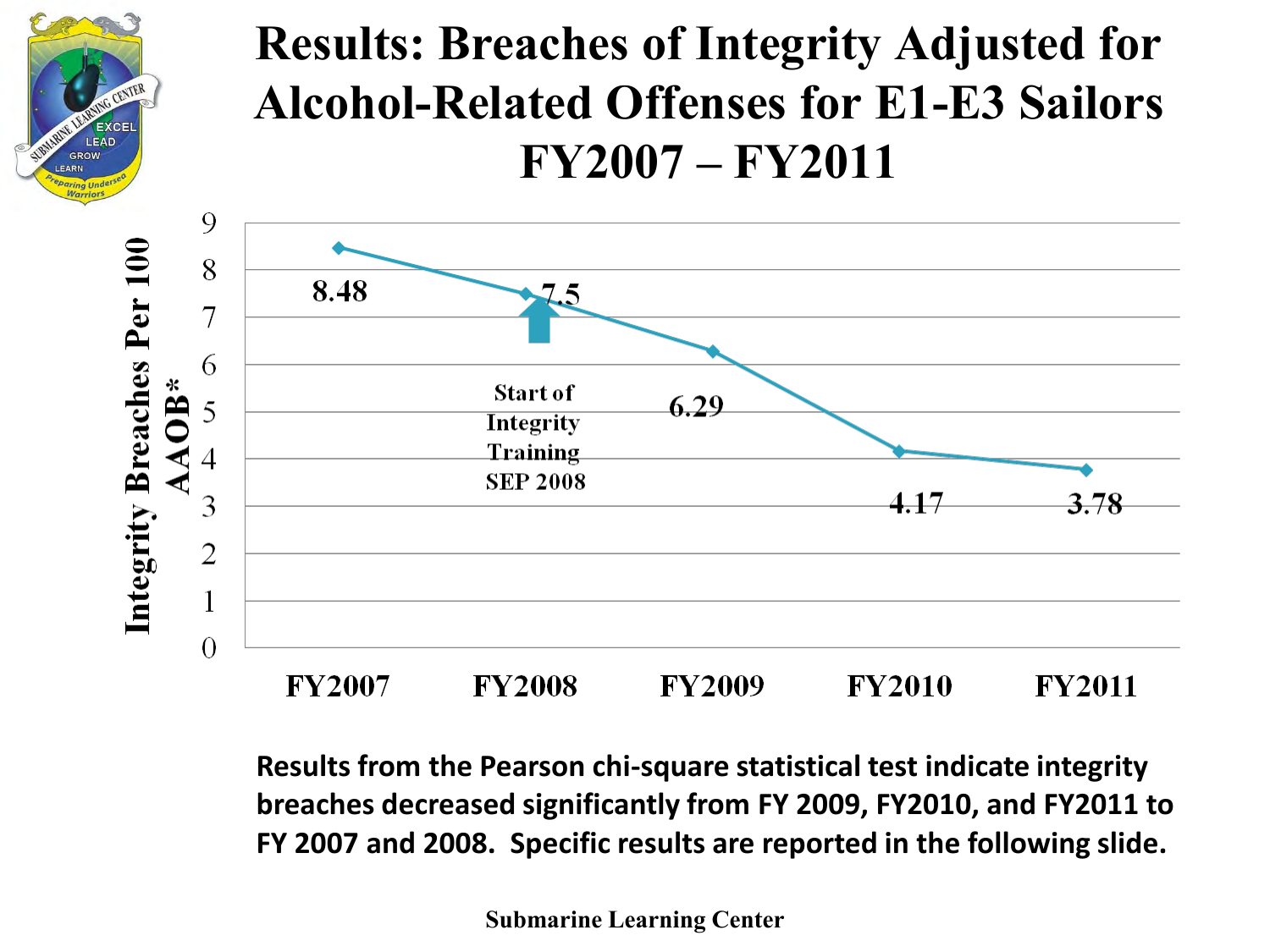# Results: Breaches of Integrity Adjusted for Alcohol-Related Offenses for E1-E3 Sailors FY2007 – FY2011

| Fiscal Year | Integrity Breaches Per 100 AAOB* |
|---|---|
| FY2007 | 8.48 |
| FY2008 | 7.5 |
| FY2009 | 6.29 |
| FY2010 | 4.17 |
| FY2011 | 3.78 |

Start of Integrity Training SEP 2008

**Results from the Pearson chi-square statistical test indicate integrity breaches decreased significantly from FY 2009, FY2010, and FY2011 to FY 2007 and 2008. Specific results are reported in the following slide.**

Submarine Learning Center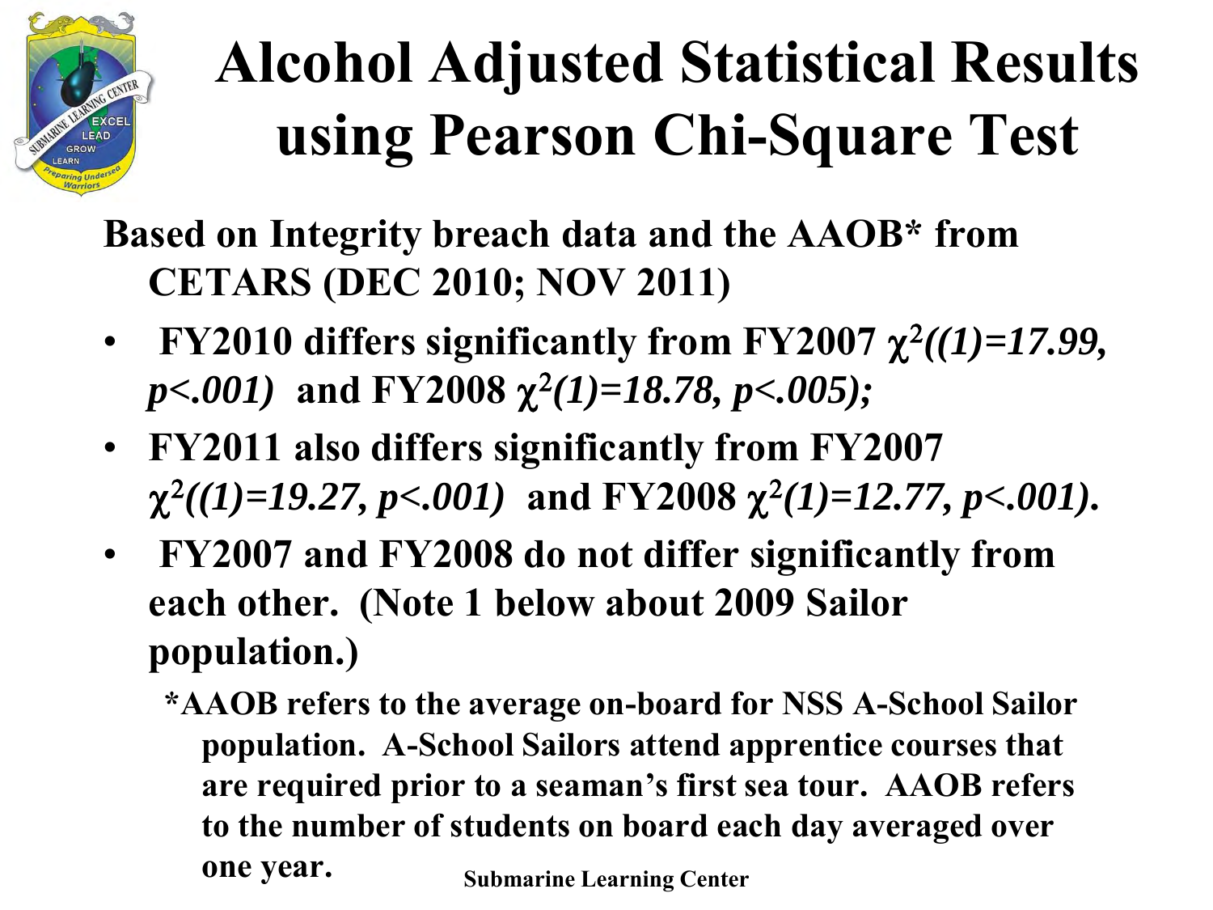# Alcohol Adjusted Statistical Results using Pearson Chi-Square Test

**Based on Integrity breach data and the AAOB* from CETARS (DEC 2010; NOV 2011)**

- **FY2010 differs significantly from FY2007 $\chi^2((1)=17.99, p<.001)$ and FY2008 $\chi^2(1)=18.78, p<.005)$;**
- **FY2011 also differs significantly from FY2007 $\chi^2((1)=19.27, p<.001)$ and FY2008 $\chi^2(1)=12.77, p<.001)$.**
- **FY2007 and FY2008 do not differ significantly from each other. (Note 1 below about 2009 Sailor population.)**

**\*AAOB refers to the average on-board for NSS A-School Sailor population. A-School Sailors attend apprentice courses that are required prior to a seaman's first sea tour. AAOB refers to the number of students on board each day averaged over one year.**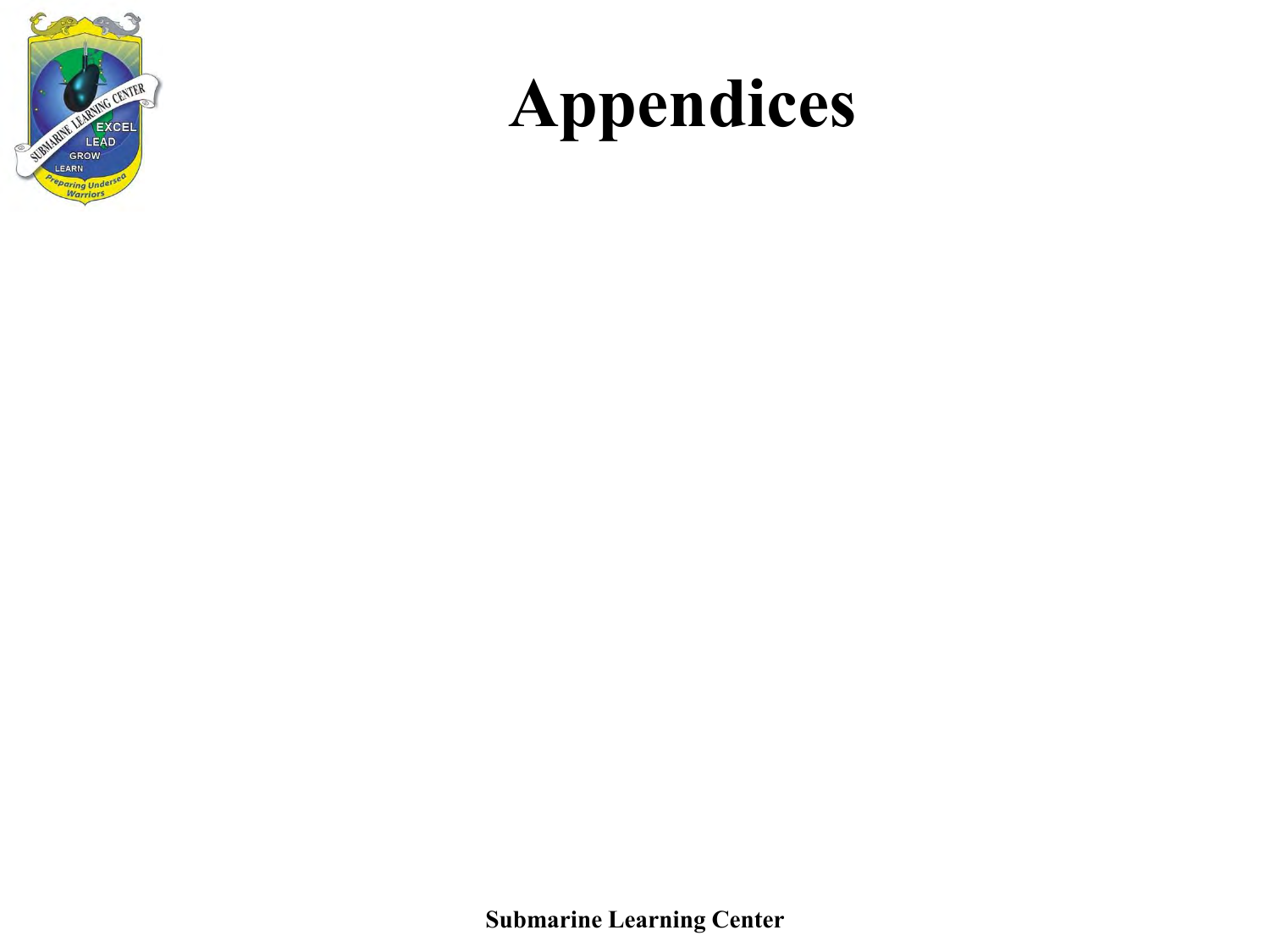# Appendices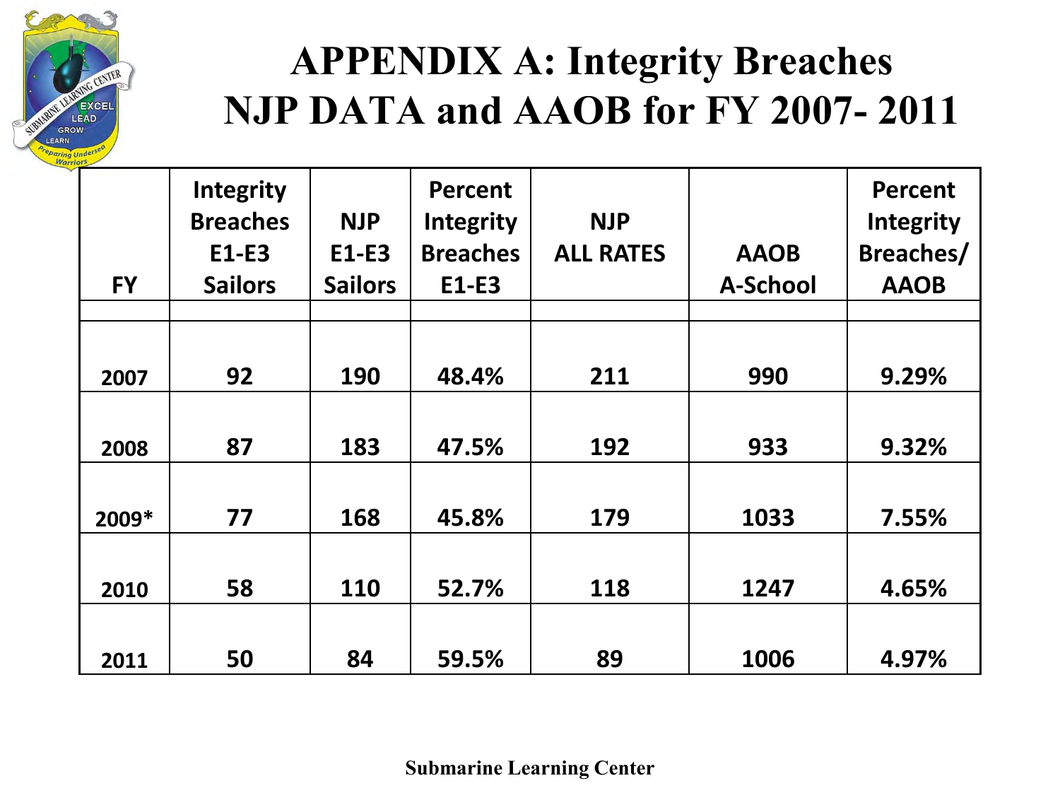# APPENDIX A: Integrity Breaches NJP DATA and AAOB for FY 2007- 2011

| FY | Integrity Breaches E1-E3 Sailors | NJP E1-E3 Sailors | Percent Integrity Breaches E1-E3 | NJP ALL RATES | AAOB A-School | Percent Integrity Breaches/ AAOB |
|---|---|---|---|---|---|---|
| 2007 | 92 | 190 | 48.4% | 211 | 990 | 9.29% |
| 2008 | 87 | 183 | 47.5% | 192 | 933 | 9.32% |
| 2009* | 77 | 168 | 45.8% | 179 | 1033 | 7.55% |
| 2010 | 58 | 110 | 52.7% | 118 | 1247 | 4.65% |
| 2011 | 50 | 84 | 59.5% | 89 | 1006 | 4.97% |

Submarine Learning Center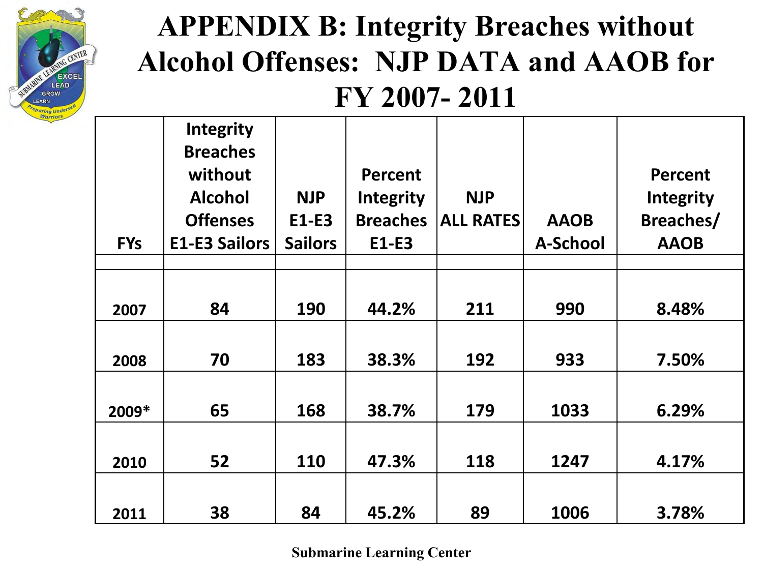# APPENDIX B: Integrity Breaches without Alcohol Offenses: NJP DATA and AAOB for FY 2007- 2011

| FYs | Integrity Breaches without Alcohol Offenses E1-E3 Sailors | NJP E1-E3 Sailors | Percent Integrity Breaches E1-E3 | NJP ALL RATES | AAOB A-School | Percent Integrity Breaches/ AAOB |
|---|---|---|---|---|---|---|
| | | | | | | |
| 2007 | 84 | 190 | 44.2% | 211 | 990 | 8.48% |
| 2008 | 70 | 183 | 38.3% | 192 | 933 | 7.50% |
| 2009* | 65 | 168 | 38.7% | 179 | 1033 | 6.29% |
| 2010 | 52 | 110 | 47.3% | 118 | 1247 | 4.17% |
| 2011 | 38 | 84 | 45.2% | 89 | 1006 | 3.78% |

Submarine Learning Center